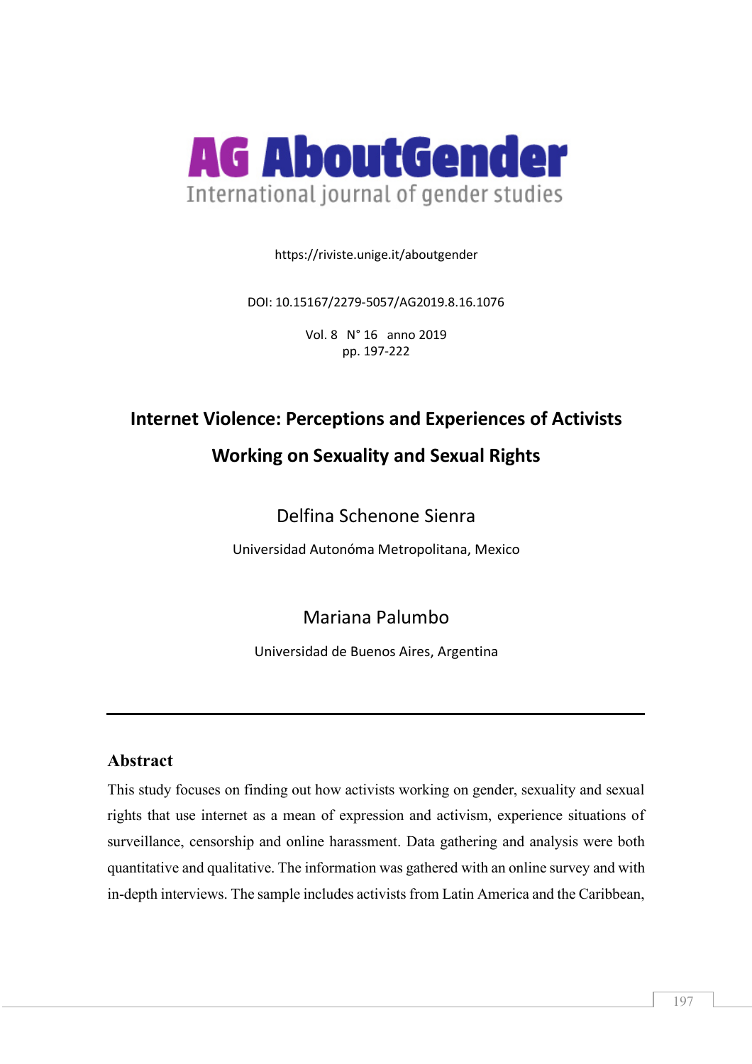# AG AboutGender

International journal of gender studies

https://riviste.unige.it/aboutgender

DOI: 10.15167/2279-5057/AG2019.8.16.1076

Vol. 8 N° 16 anno 2019
pp. 197-222

## Internet Violence: Perceptions and Experiences of Activists Working on Sexuality and Sexual Rights

Delfina Schenone Sienra

Universidad Autonóma Metropolitana, Mexico

Mariana Palumbo

Universidad de Buenos Aires, Argentina

---

### Abstract

This study focuses on finding out how activists working on gender, sexuality and sexual rights that use internet as a mean of expression and activism, experience situations of surveillance, censorship and online harassment. Data gathering and analysis were both quantitative and qualitative. The information was gathered with an online survey and with in-depth interviews. The sample includes activists from Latin America and the Caribbean,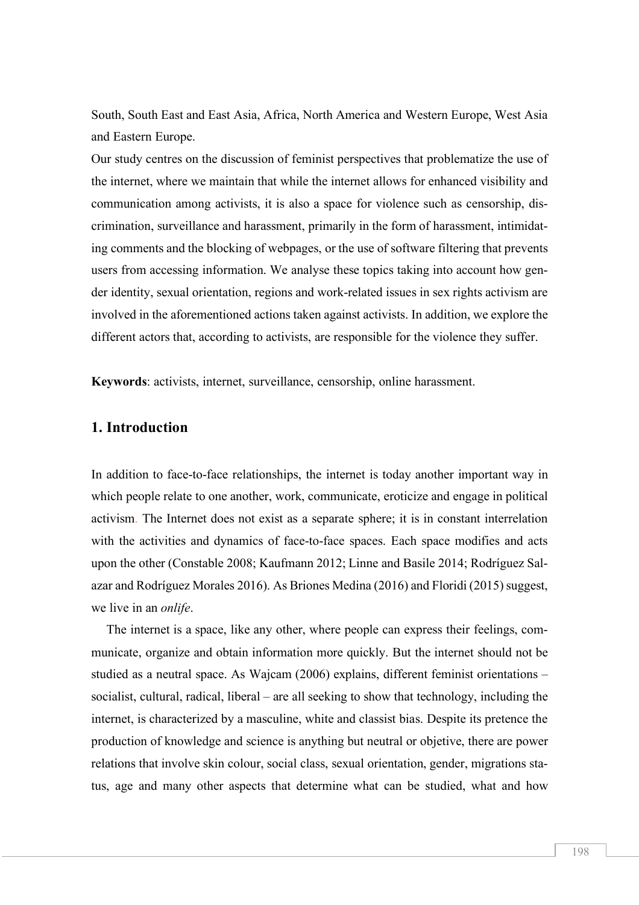South, South East and East Asia, Africa, North America and Western Europe, West Asia and Eastern Europe.

Our study centres on the discussion of feminist perspectives that problematize the use of the internet, where we maintain that while the internet allows for enhanced visibility and communication among activists, it is also a space for violence such as censorship, discrimination, surveillance and harassment, primarily in the form of harassment, intimidating comments and the blocking of webpages, or the use of software filtering that prevents users from accessing information. We analyse these topics taking into account how gender identity, sexual orientation, regions and work-related issues in sex rights activism are involved in the aforementioned actions taken against activists. In addition, we explore the different actors that, according to activists, are responsible for the violence they suffer.

**Keywords**: activists, internet, surveillance, censorship, online harassment.

## 1. Introduction

In addition to face-to-face relationships, the internet is today another important way in which people relate to one another, work, communicate, eroticize and engage in political activism. The Internet does not exist as a separate sphere; it is in constant interrelation with the activities and dynamics of face-to-face spaces. Each space modifies and acts upon the other (Constable 2008; Kaufmann 2012; Linne and Basile 2014; Rodríguez Salazar and Rodríguez Morales 2016). As Briones Medina (2016) and Floridi (2015) suggest, we live in an *onlife*.

The internet is a space, like any other, where people can express their feelings, communicate, organize and obtain information more quickly. But the internet should not be studied as a neutral space. As Wajcam (2006) explains, different feminist orientations – socialist, cultural, radical, liberal – are all seeking to show that technology, including the internet, is characterized by a masculine, white and classist bias. Despite its pretence the production of knowledge and science is anything but neutral or objetive, there are power relations that involve skin colour, social class, sexual orientation, gender, migrations status, age and many other aspects that determine what can be studied, what and how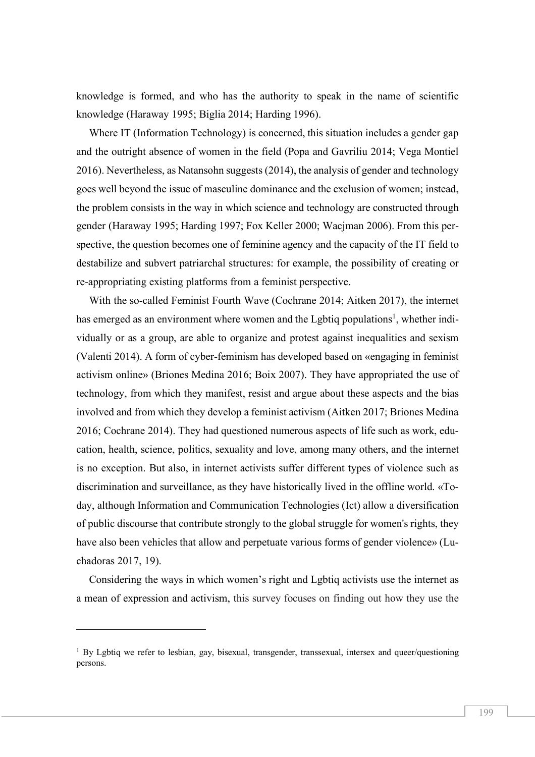knowledge is formed, and who has the authority to speak in the name of scientific knowledge (Haraway 1995; Biglia 2014; Harding 1996).

Where IT (Information Technology) is concerned, this situation includes a gender gap and the outright absence of women in the field (Popa and Gavriliu 2014; Vega Montiel 2016). Nevertheless, as Natansohn suggests (2014), the analysis of gender and technology goes well beyond the issue of masculine dominance and the exclusion of women; instead, the problem consists in the way in which science and technology are constructed through gender (Haraway 1995; Harding 1997; Fox Keller 2000; Wacjman 2006). From this perspective, the question becomes one of feminine agency and the capacity of the IT field to destabilize and subvert patriarchal structures: for example, the possibility of creating or re-appropriating existing platforms from a feminist perspective.

With the so-called Feminist Fourth Wave (Cochrane 2014; Aitken 2017), the internet has emerged as an environment where women and the Lgbtiq populations[1], whether individually or as a group, are able to organize and protest against inequalities and sexism (Valenti 2014). A form of cyber-feminism has developed based on «engaging in feminist activism online» (Briones Medina 2016; Boix 2007). They have appropriated the use of technology, from which they manifest, resist and argue about these aspects and the bias involved and from which they develop a feminist activism (Aitken 2017; Briones Medina 2016; Cochrane 2014). They had questioned numerous aspects of life such as work, education, health, science, politics, sexuality and love, among many others, and the internet is no exception. But also, in internet activists suffer different types of violence such as discrimination and surveillance, as they have historically lived in the offline world. «Today, although Information and Communication Technologies (Ict) allow a diversification of public discourse that contribute strongly to the global struggle for women's rights, they have also been vehicles that allow and perpetuate various forms of gender violence» (Luchadoras 2017, 19).

Considering the ways in which women's right and Lgbtiq activists use the internet as a mean of expression and activism, this survey focuses on finding out how they use the

---

[1] By Lgbtiq we refer to lesbian, gay, bisexual, transgender, transsexual, intersex and queer/questioning persons.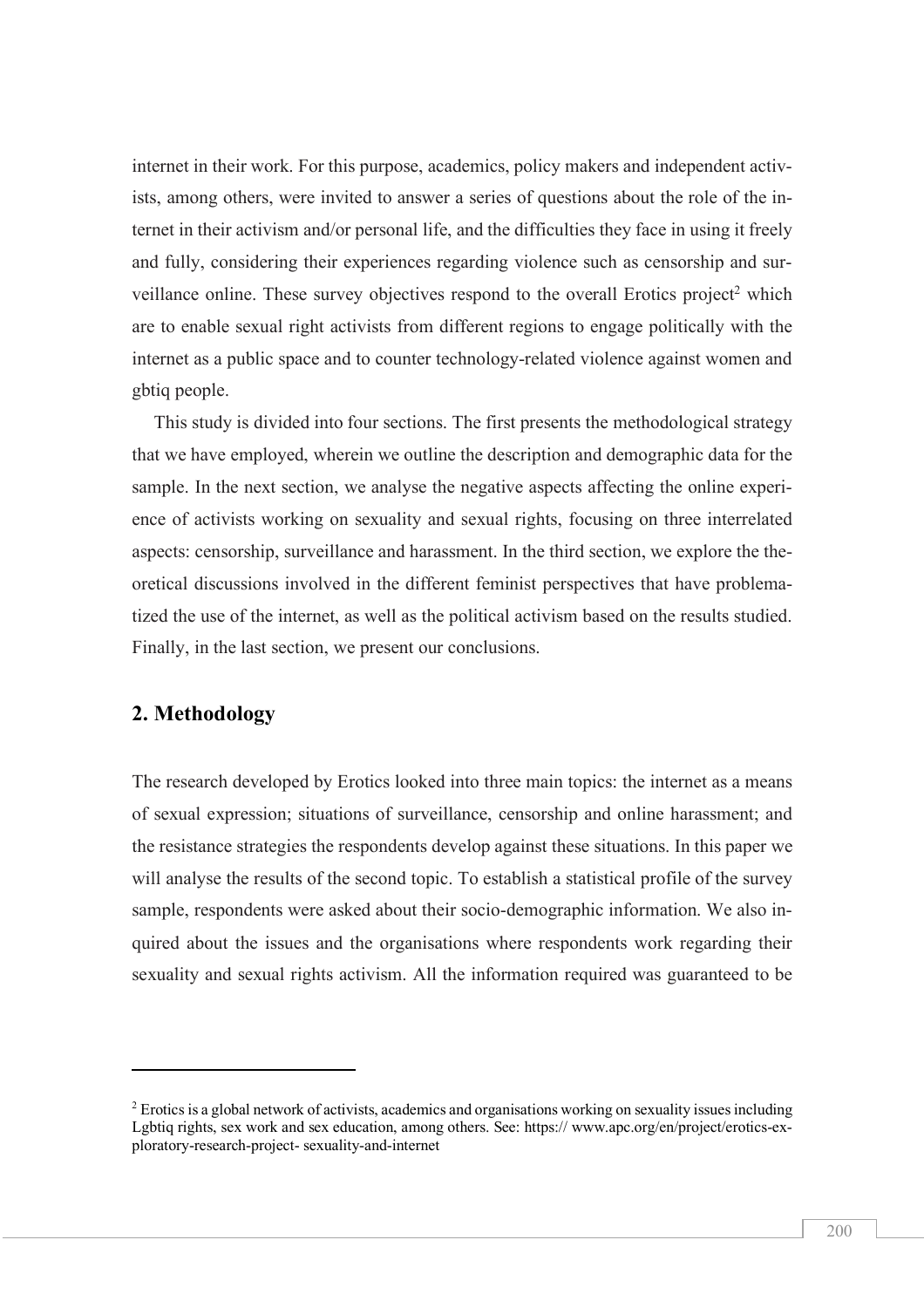internet in their work. For this purpose, academics, policy makers and independent activists, among others, were invited to answer a series of questions about the role of the internet in their activism and/or personal life, and the difficulties they face in using it freely and fully, considering their experiences regarding violence such as censorship and surveillance online. These survey objectives respond to the overall Erotics project[2] which are to enable sexual right activists from different regions to engage politically with the internet as a public space and to counter technology-related violence against women and gbtiq people.

This study is divided into four sections. The first presents the methodological strategy that we have employed, wherein we outline the description and demographic data for the sample. In the next section, we analyse the negative aspects affecting the online experience of activists working on sexuality and sexual rights, focusing on three interrelated aspects: censorship, surveillance and harassment. In the third section, we explore the theoretical discussions involved in the different feminist perspectives that have problematized the use of the internet, as well as the political activism based on the results studied. Finally, in the last section, we present our conclusions.

## 2. Methodology

The research developed by Erotics looked into three main topics: the internet as a means of sexual expression; situations of surveillance, censorship and online harassment; and the resistance strategies the respondents develop against these situations. In this paper we will analyse the results of the second topic. To establish a statistical profile of the survey sample, respondents were asked about their socio-demographic information. We also inquired about the issues and the organisations where respondents work regarding their sexuality and sexual rights activism. All the information required was guaranteed to be

---

[2] Erotics is a global network of activists, academics and organisations working on sexuality issues including Lgbtiq rights, sex work and sex education, among others. See: https:// www.apc.org/en/project/erotics-exploratory-research-project- sexuality-and-internet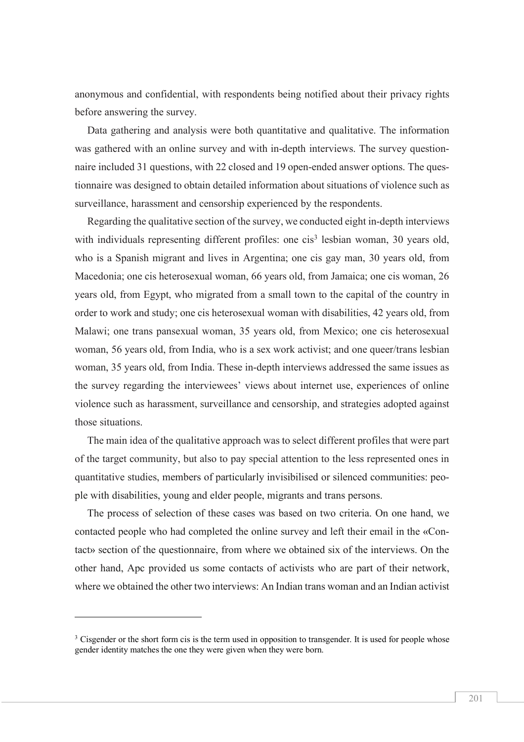anonymous and confidential, with respondents being notified about their privacy rights before answering the survey.

Data gathering and analysis were both quantitative and qualitative. The information was gathered with an online survey and with in-depth interviews. The survey questionnaire included 31 questions, with 22 closed and 19 open-ended answer options. The questionnaire was designed to obtain detailed information about situations of violence such as surveillance, harassment and censorship experienced by the respondents.

Regarding the qualitative section of the survey, we conducted eight in-depth interviews with individuals representing different profiles: one cis[3] lesbian woman, 30 years old, who is a Spanish migrant and lives in Argentina; one cis gay man, 30 years old, from Macedonia; one cis heterosexual woman, 66 years old, from Jamaica; one cis woman, 26 years old, from Egypt, who migrated from a small town to the capital of the country in order to work and study; one cis heterosexual woman with disabilities, 42 years old, from Malawi; one trans pansexual woman, 35 years old, from Mexico; one cis heterosexual woman, 56 years old, from India, who is a sex work activist; and one queer/trans lesbian woman, 35 years old, from India. These in-depth interviews addressed the same issues as the survey regarding the interviewees' views about internet use, experiences of online violence such as harassment, surveillance and censorship, and strategies adopted against those situations.

The main idea of the qualitative approach was to select different profiles that were part of the target community, but also to pay special attention to the less represented ones in quantitative studies, members of particularly invisibilised or silenced communities: people with disabilities, young and elder people, migrants and trans persons.

The process of selection of these cases was based on two criteria. On one hand, we contacted people who had completed the online survey and left their email in the «Contact» section of the questionnaire, from where we obtained six of the interviews. On the other hand, Apc provided us some contacts of activists who are part of their network, where we obtained the other two interviews: An Indian trans woman and an Indian activist

[3] Cisgender or the short form cis is the term used in opposition to transgender. It is used for people whose gender identity matches the one they were given when they were born.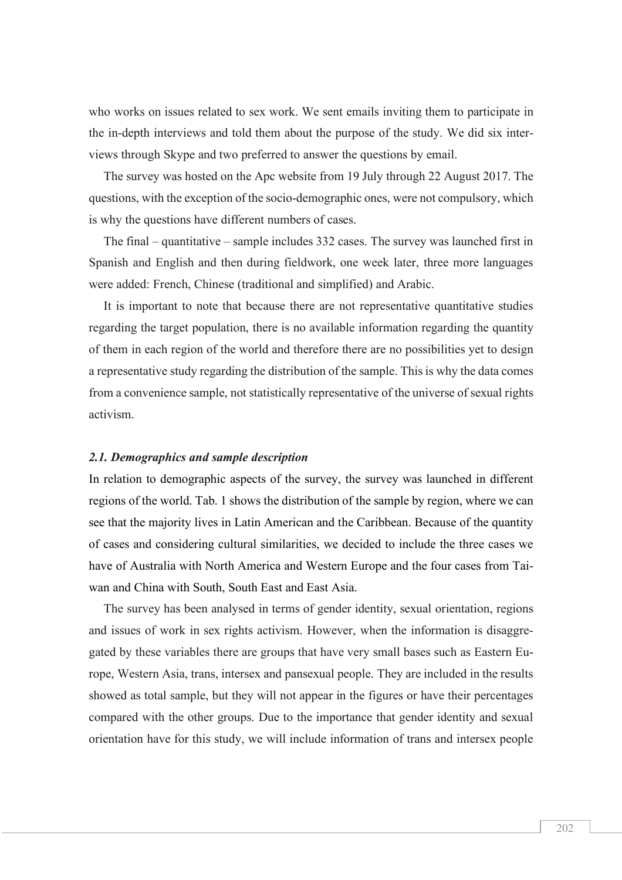who works on issues related to sex work. We sent emails inviting them to participate in the in-depth interviews and told them about the purpose of the study. We did six interviews through Skype and two preferred to answer the questions by email.

The survey was hosted on the Apc website from 19 July through 22 August 2017. The questions, with the exception of the socio-demographic ones, were not compulsory, which is why the questions have different numbers of cases.

The final – quantitative – sample includes 332 cases. The survey was launched first in Spanish and English and then during fieldwork, one week later, three more languages were added: French, Chinese (traditional and simplified) and Arabic.

It is important to note that because there are not representative quantitative studies regarding the target population, there is no available information regarding the quantity of them in each region of the world and therefore there are no possibilities yet to design a representative study regarding the distribution of the sample. This is why the data comes from a convenience sample, not statistically representative of the universe of sexual rights activism.

### *2.1. Demographics and sample description*

In relation to demographic aspects of the survey, the survey was launched in different regions of the world. Tab. 1 shows the distribution of the sample by region, where we can see that the majority lives in Latin American and the Caribbean. Because of the quantity of cases and considering cultural similarities, we decided to include the three cases we have of Australia with North America and Western Europe and the four cases from Taiwan and China with South, South East and East Asia.

The survey has been analysed in terms of gender identity, sexual orientation, regions and issues of work in sex rights activism. However, when the information is disaggregated by these variables there are groups that have very small bases such as Eastern Europe, Western Asia, trans, intersex and pansexual people. They are included in the results showed as total sample, but they will not appear in the figures or have their percentages compared with the other groups. Due to the importance that gender identity and sexual orientation have for this study, we will include information of trans and intersex people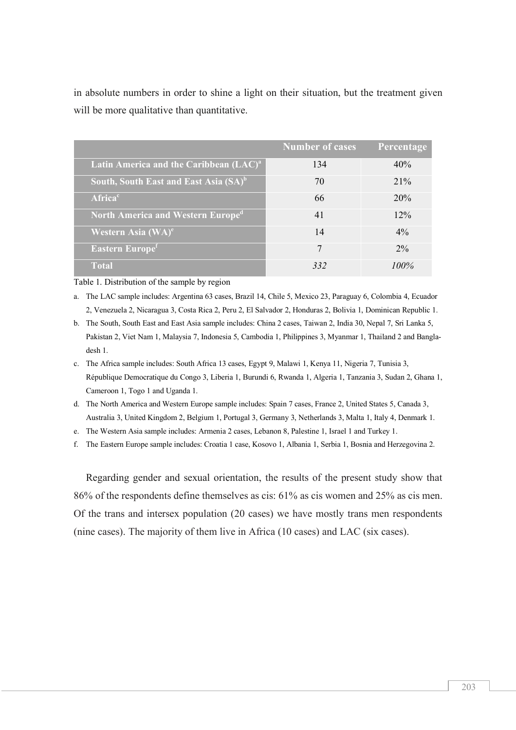in absolute numbers in order to shine a light on their situation, but the treatment given will be more qualitative than quantitative.

| | Number of cases | Percentage |
|---|---|---|
| **Latin America and the Caribbean (LAC)[a]** | 134 | 40% |
| **South, South East and East Asia (SA)[b]** | 70 | 21% |
| **Africa[c]** | 66 | 20% |
| **North America and Western Europe[d]** | 41 | 12% |
| **Western Asia (WA)[e]** | 14 | 4% |
| **Eastern Europe[f]** | 7 | 2% |
| **Total** | *332* | *100%* |

Table 1. Distribution of the sample by region

a. The LAC sample includes: Argentina 63 cases, Brazil 14, Chile 5, Mexico 23, Paraguay 6, Colombia 4, Ecuador 2, Venezuela 2, Nicaragua 3, Costa Rica 2, Peru 2, El Salvador 2, Honduras 2, Bolivia 1, Dominican Republic 1.

b. The South, South East and East Asia sample includes: China 2 cases, Taiwan 2, India 30, Nepal 7, Sri Lanka 5, Pakistan 2, Viet Nam 1, Malaysia 7, Indonesia 5, Cambodia 1, Philippines 3, Myanmar 1, Thailand 2 and Bangladesh 1.

c. The Africa sample includes: South Africa 13 cases, Egypt 9, Malawi 1, Kenya 11, Nigeria 7, Tunisia 3, République Democratique du Congo 3, Liberia 1, Burundi 6, Rwanda 1, Algeria 1, Tanzania 3, Sudan 2, Ghana 1, Cameroon 1, Togo 1 and Uganda 1.

d. The North America and Western Europe sample includes: Spain 7 cases, France 2, United States 5, Canada 3, Australia 3, United Kingdom 2, Belgium 1, Portugal 3, Germany 3, Netherlands 3, Malta 1, Italy 4, Denmark 1.

e. The Western Asia sample includes: Armenia 2 cases, Lebanon 8, Palestine 1, Israel 1 and Turkey 1.

f. The Eastern Europe sample includes: Croatia 1 case, Kosovo 1, Albania 1, Serbia 1, Bosnia and Herzegovina 2.

Regarding gender and sexual orientation, the results of the present study show that 86% of the respondents define themselves as cis: 61% as cis women and 25% as cis men. Of the trans and intersex population (20 cases) we have mostly trans men respondents (nine cases). The majority of them live in Africa (10 cases) and LAC (six cases).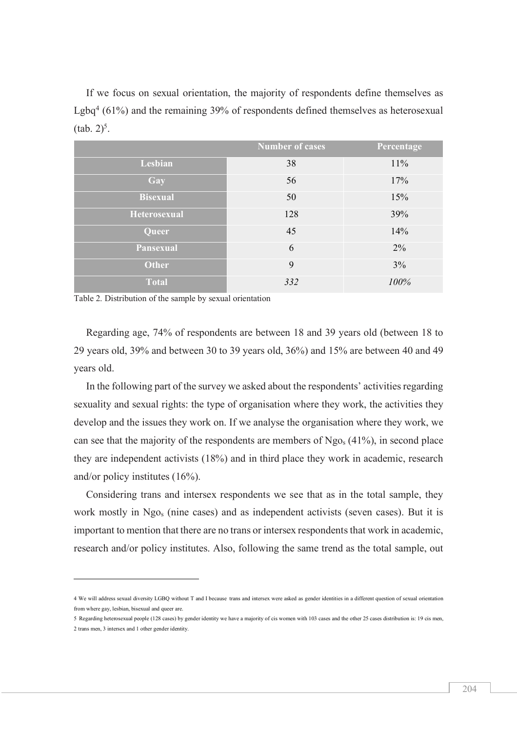If we focus on sexual orientation, the majority of respondents define themselves as Lgbq[4] (61%) and the remaining 39% of respondents defined themselves as heterosexual (tab. 2)[5].

| | Number of cases | Percentage |
|---|---|---|
| **Lesbian** | 38 | 11% |
| **Gay** | 56 | 17% |
| **Bisexual** | 50 | 15% |
| **Heterosexual** | 128 | 39% |
| **Queer** | 45 | 14% |
| **Pansexual** | 6 | 2% |
| **Other** | 9 | 3% |
| **Total** | *332* | *100%* |

Table 2. Distribution of the sample by sexual orientation

Regarding age, 74% of respondents are between 18 and 39 years old (between 18 to 29 years old, 39% and between 30 to 39 years old, 36%) and 15% are between 40 and 49 years old.

In the following part of the survey we asked about the respondents' activities regarding sexuality and sexual rights: the type of organisation where they work, the activities they develop and the issues they work on. If we analyse the organisation where they work, we can see that the majority of the respondents are members of $Ngo_s$ (41%), in second place they are independent activists (18%) and in third place they work in academic, research and/or policy institutes (16%).

Considering trans and intersex respondents we see that as in the total sample, they work mostly in $Ngo_s$ (nine cases) and as independent activists (seven cases). But it is important to mention that there are no trans or intersex respondents that work in academic, research and/or policy institutes. Also, following the same trend as the total sample, out

---

4 We will address sexual diversity LGBQ without T and I because trans and intersex were asked as gender identities in a different question of sexual orientation from where gay, lesbian, bisexual and queer are.

5 Regarding heterosexual people (128 cases) by gender identity we have a majority of cis women with 103 cases and the other 25 cases distribution is: 19 cis men, 2 trans men, 3 intersex and 1 other gender identity.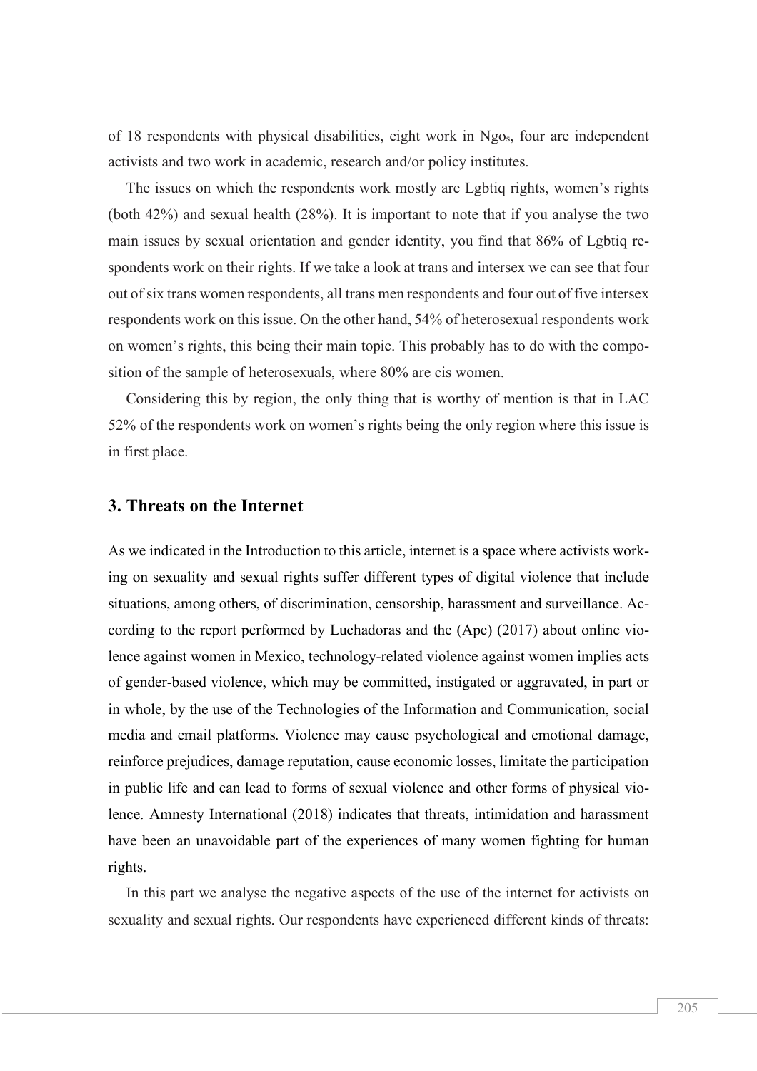of 18 respondents with physical disabilities, eight work in Ngos, four are independent activists and two work in academic, research and/or policy institutes.

The issues on which the respondents work mostly are Lgbtiq rights, women's rights (both 42%) and sexual health (28%). It is important to note that if you analyse the two main issues by sexual orientation and gender identity, you find that 86% of Lgbtiq respondents work on their rights. If we take a look at trans and intersex we can see that four out of six trans women respondents, all trans men respondents and four out of five intersex respondents work on this issue. On the other hand, 54% of heterosexual respondents work on women's rights, this being their main topic. This probably has to do with the composition of the sample of heterosexuals, where 80% are cis women.

Considering this by region, the only thing that is worthy of mention is that in LAC 52% of the respondents work on women's rights being the only region where this issue is in first place.

## 3. Threats on the Internet

As we indicated in the Introduction to this article, internet is a space where activists working on sexuality and sexual rights suffer different types of digital violence that include situations, among others, of discrimination, censorship, harassment and surveillance. According to the report performed by Luchadoras and the (Apc) (2017) about online violence against women in Mexico, technology-related violence against women implies acts of gender-based violence, which may be committed, instigated or aggravated, in part or in whole, by the use of the Technologies of the Information and Communication, social media and email platforms. Violence may cause psychological and emotional damage, reinforce prejudices, damage reputation, cause economic losses, limitate the participation in public life and can lead to forms of sexual violence and other forms of physical violence. Amnesty International (2018) indicates that threats, intimidation and harassment have been an unavoidable part of the experiences of many women fighting for human rights.

In this part we analyse the negative aspects of the use of the internet for activists on sexuality and sexual rights. Our respondents have experienced different kinds of threats: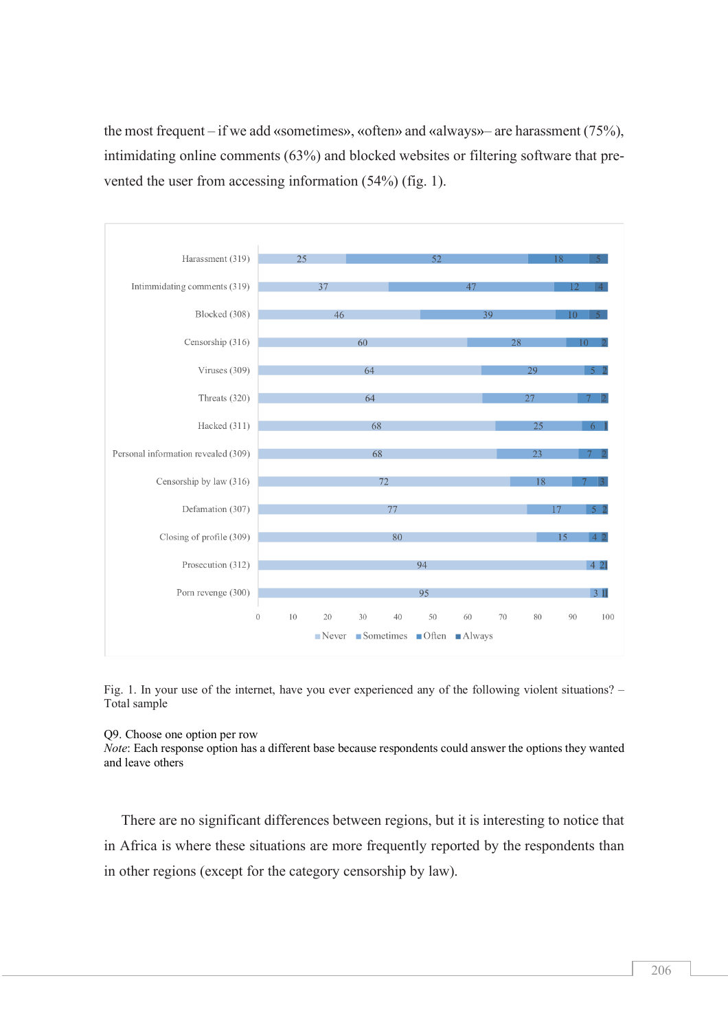the most frequent – if we add «sometimes», «often» and «always»– are harassment (75%), intimidating online comments (63%) and blocked websites or filtering software that prevented the user from accessing information (54%) (fig. 1).

| | Never | Sometimes | Often | Always |
|---|---|---|---|---|
| Harassment (319) | 25 | 52 | 18 | 5 |
| Intimmidating comments (319) | 37 | 47 | 12 | 4 |
| Blocked (308) | 46 | 39 | 10 | 5 |
| Censorship (316) | 60 | 28 | 10 | 2 |
| Viruses (309) | 64 | 29 | 5 | 2 |
| Threats (320) | 64 | 27 | 7 | 2 |
| Hacked (311) | 68 | 25 | 6 | 1 |
| Personal information revealed (309) | 68 | 23 | 7 | 2 |
| Censorship by law (316) | 72 | 18 | 7 | 3 |
| Defamation (307) | 77 | 17 | 5 | 2 |
| Closing of profile (309) | 80 | 15 | 4 | 2 |
| Prosecution (312) | 94 | 4 | 2 | 1 |
| Porn revenge (300) | 95 | 3 | 1 | 1 |

Fig. 1. In your use of the internet, have you ever experienced any of the following violent situations? – Total sample

Q9. Choose one option per row
*Note*: Each response option has a different base because respondents could answer the options they wanted and leave others

There are no significant differences between regions, but it is interesting to notice that in Africa is where these situations are more frequently reported by the respondents than in other regions (except for the category censorship by law).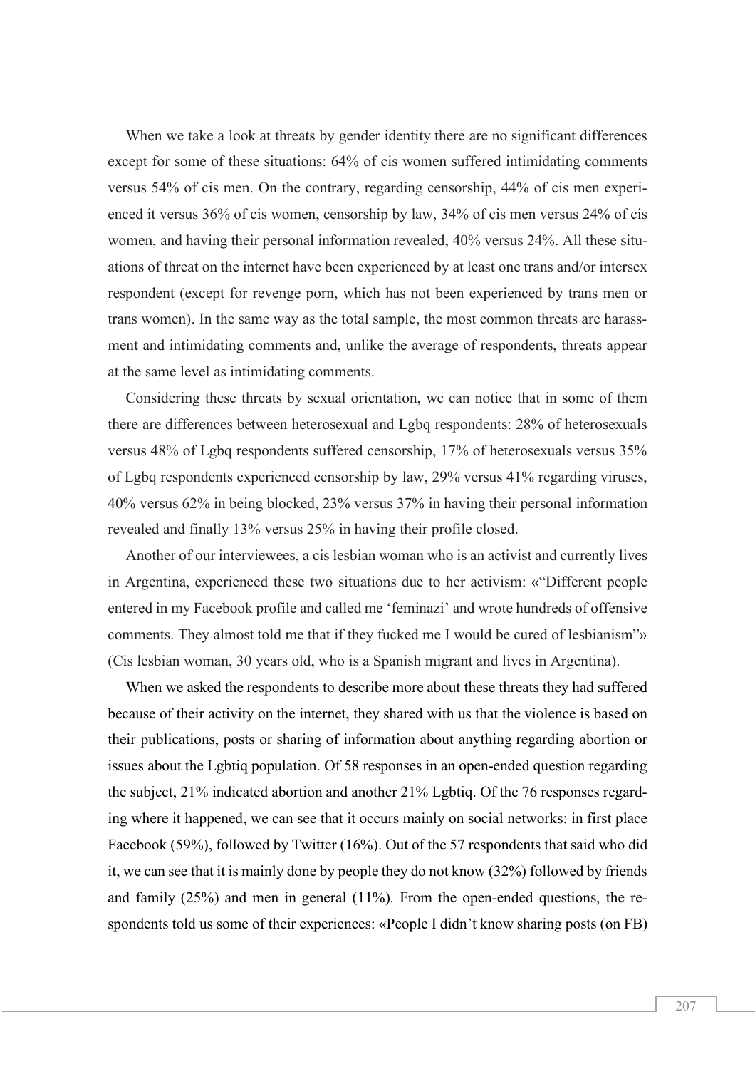When we take a look at threats by gender identity there are no significant differences except for some of these situations: 64% of cis women suffered intimidating comments versus 54% of cis men. On the contrary, regarding censorship, 44% of cis men experienced it versus 36% of cis women, censorship by law, 34% of cis men versus 24% of cis women, and having their personal information revealed, 40% versus 24%. All these situations of threat on the internet have been experienced by at least one trans and/or intersex respondent (except for revenge porn, which has not been experienced by trans men or trans women). In the same way as the total sample, the most common threats are harassment and intimidating comments and, unlike the average of respondents, threats appear at the same level as intimidating comments.

Considering these threats by sexual orientation, we can notice that in some of them there are differences between heterosexual and Lgbq respondents: 28% of heterosexuals versus 48% of Lgbq respondents suffered censorship, 17% of heterosexuals versus 35% of Lgbq respondents experienced censorship by law, 29% versus 41% regarding viruses, 40% versus 62% in being blocked, 23% versus 37% in having their personal information revealed and finally 13% versus 25% in having their profile closed.

Another of our interviewees, a cis lesbian woman who is an activist and currently lives in Argentina, experienced these two situations due to her activism: «"Different people entered in my Facebook profile and called me 'feminazi' and wrote hundreds of offensive comments. They almost told me that if they fucked me I would be cured of lesbianism"» (Cis lesbian woman, 30 years old, who is a Spanish migrant and lives in Argentina).

When we asked the respondents to describe more about these threats they had suffered because of their activity on the internet, they shared with us that the violence is based on their publications, posts or sharing of information about anything regarding abortion or issues about the Lgbtiq population. Of 58 responses in an open-ended question regarding the subject, 21% indicated abortion and another 21% Lgbtiq. Of the 76 responses regarding where it happened, we can see that it occurs mainly on social networks: in first place Facebook (59%), followed by Twitter (16%). Out of the 57 respondents that said who did it, we can see that it is mainly done by people they do not know (32%) followed by friends and family (25%) and men in general (11%). From the open-ended questions, the respondents told us some of their experiences: «People I didn't know sharing posts (on FB)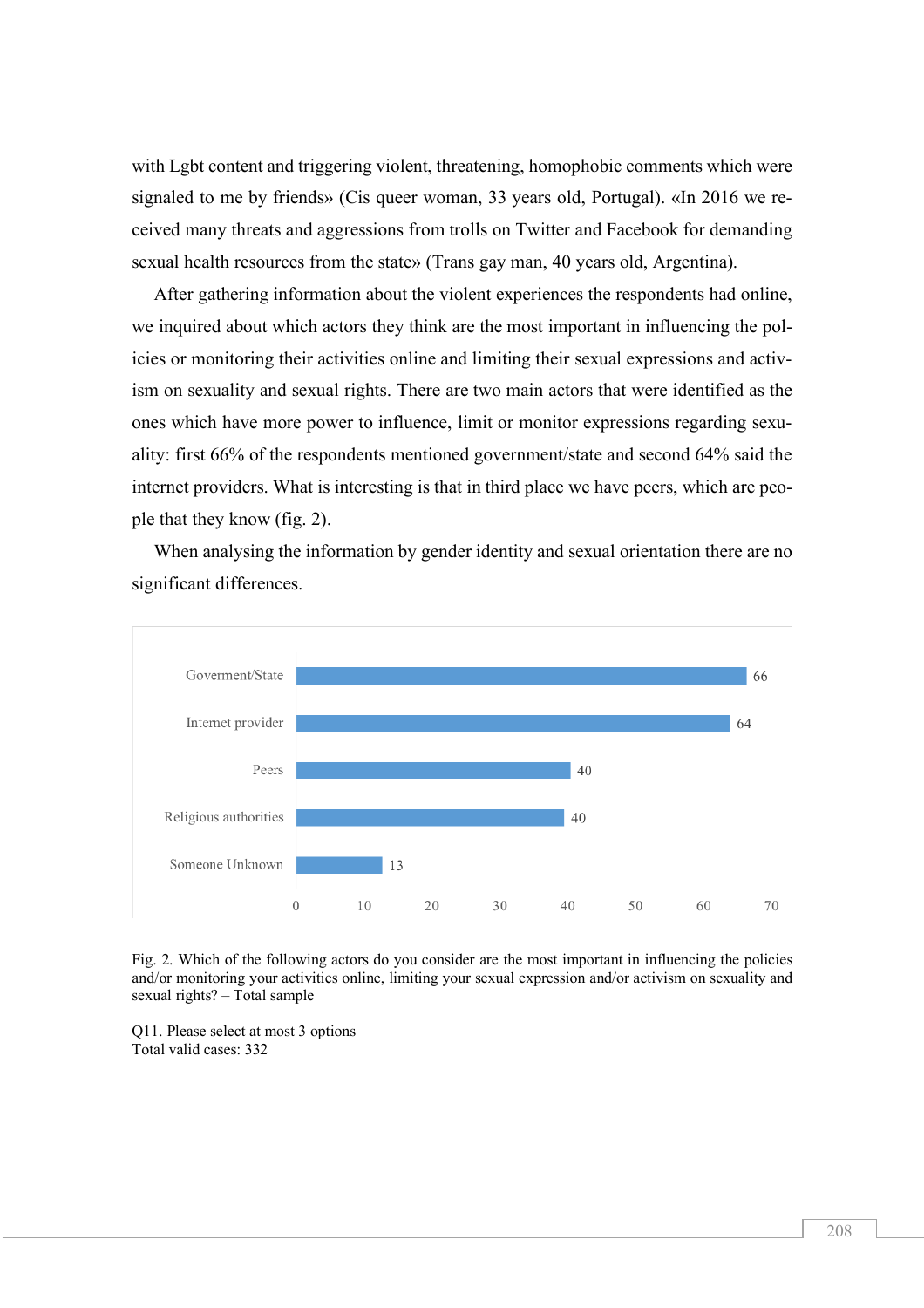with Lgbt content and triggering violent, threatening, homophobic comments which were signaled to me by friends» (Cis queer woman, 33 years old, Portugal). «In 2016 we received many threats and aggressions from trolls on Twitter and Facebook for demanding sexual health resources from the state» (Trans gay man, 40 years old, Argentina).

After gathering information about the violent experiences the respondents had online, we inquired about which actors they think are the most important in influencing the policies or monitoring their activities online and limiting their sexual expressions and activism on sexuality and sexual rights. There are two main actors that were identified as the ones which have more power to influence, limit or monitor expressions regarding sexuality: first 66% of the respondents mentioned government/state and second 64% said the internet providers. What is interesting is that in third place we have peers, which are people that they know (fig. 2).

When analysing the information by gender identity and sexual orientation there are no significant differences.

| Actor | Value |
|---|---|
| Goverment/State | 66 |
| Internet provider | 64 |
| Peers | 40 |
| Religious authorities | 40 |
| Someone Unknown | 13 |

Fig. 2. Which of the following actors do you consider are the most important in influencing the policies and/or monitoring your activities online, limiting your sexual expression and/or activism on sexuality and sexual rights? – Total sample

Q11. Please select at most 3 options
Total valid cases: 332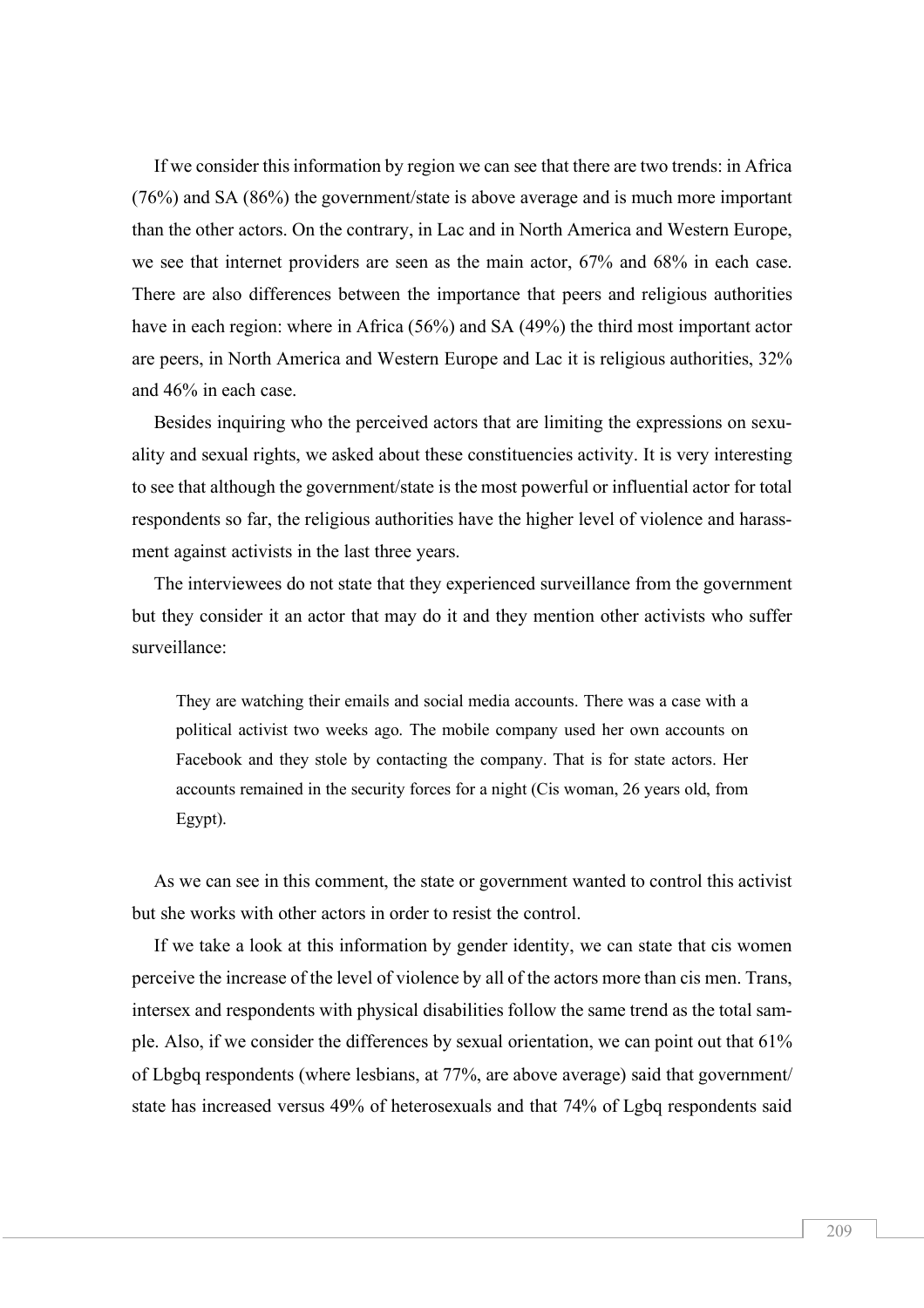If we consider this information by region we can see that there are two trends: in Africa (76%) and SA (86%) the government/state is above average and is much more important than the other actors. On the contrary, in Lac and in North America and Western Europe, we see that internet providers are seen as the main actor, 67% and 68% in each case. There are also differences between the importance that peers and religious authorities have in each region: where in Africa (56%) and SA (49%) the third most important actor are peers, in North America and Western Europe and Lac it is religious authorities, 32% and 46% in each case.

Besides inquiring who the perceived actors that are limiting the expressions on sexuality and sexual rights, we asked about these constituencies activity. It is very interesting to see that although the government/state is the most powerful or influential actor for total respondents so far, the religious authorities have the higher level of violence and harassment against activists in the last three years.

The interviewees do not state that they experienced surveillance from the government but they consider it an actor that may do it and they mention other activists who suffer surveillance:

> They are watching their emails and social media accounts. There was a case with a political activist two weeks ago. The mobile company used her own accounts on Facebook and they stole by contacting the company. That is for state actors. Her accounts remained in the security forces for a night (Cis woman, 26 years old, from Egypt).

As we can see in this comment, the state or government wanted to control this activist but she works with other actors in order to resist the control.

If we take a look at this information by gender identity, we can state that cis women perceive the increase of the level of violence by all of the actors more than cis men. Trans, intersex and respondents with physical disabilities follow the same trend as the total sample. Also, if we consider the differences by sexual orientation, we can point out that 61% of Lbgbq respondents (where lesbians, at 77%, are above average) said that government/state has increased versus 49% of heterosexuals and that 74% of Lgbq respondents said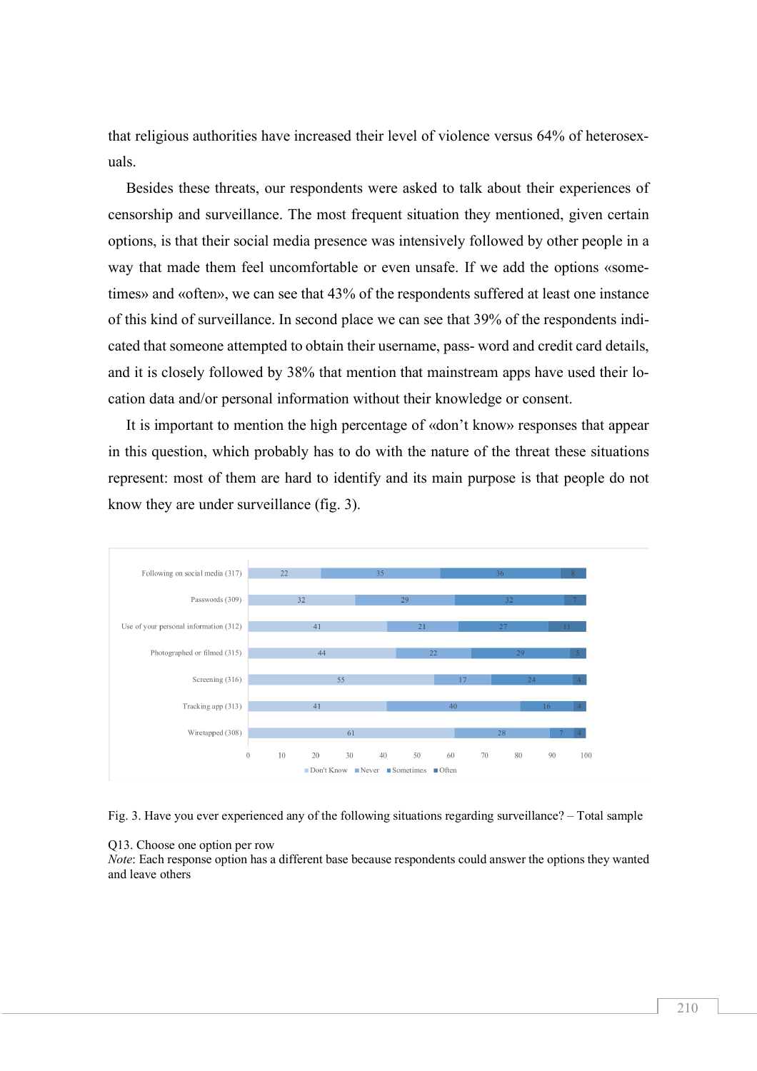that religious authorities have increased their level of violence versus 64% of heterosexuals.

Besides these threats, our respondents were asked to talk about their experiences of censorship and surveillance. The most frequent situation they mentioned, given certain options, is that their social media presence was intensively followed by other people in a way that made them feel uncomfortable or even unsafe. If we add the options «sometimes» and «often», we can see that 43% of the respondents suffered at least one instance of this kind of surveillance. In second place we can see that 39% of the respondents indicated that someone attempted to obtain their username, pass- word and credit card details, and it is closely followed by 38% that mention that mainstream apps have used their location data and/or personal information without their knowledge or consent.

It is important to mention the high percentage of «don't know» responses that appear in this question, which probably has to do with the nature of the threat these situations represent: most of them are hard to identify and its main purpose is that people do not know they are under surveillance (fig. 3).

| | Don't Know | Never | Sometimes | Often |
|---|---|---|---|---|
| Following on social media (317) | 22 | 35 | 36 | 8 |
| Passwords (309) | 32 | 29 | 32 | 7 |
| Use of your personal information (312) | 41 | 21 | 27 | 11 |
| Photographed or filmed (315) | 44 | 22 | 29 | 5 |
| Screening (316) | 55 | 17 | 24 | 4 |
| Tracking app (313) | 41 | 40 | 16 | 4 |
| Wiretapped (308) | 61 | 28 | 7 | 4 |

Fig. 3. Have you ever experienced any of the following situations regarding surveillance? – Total sample

Q13. Choose one option per row
*Note*: Each response option has a different base because respondents could answer the options they wanted and leave others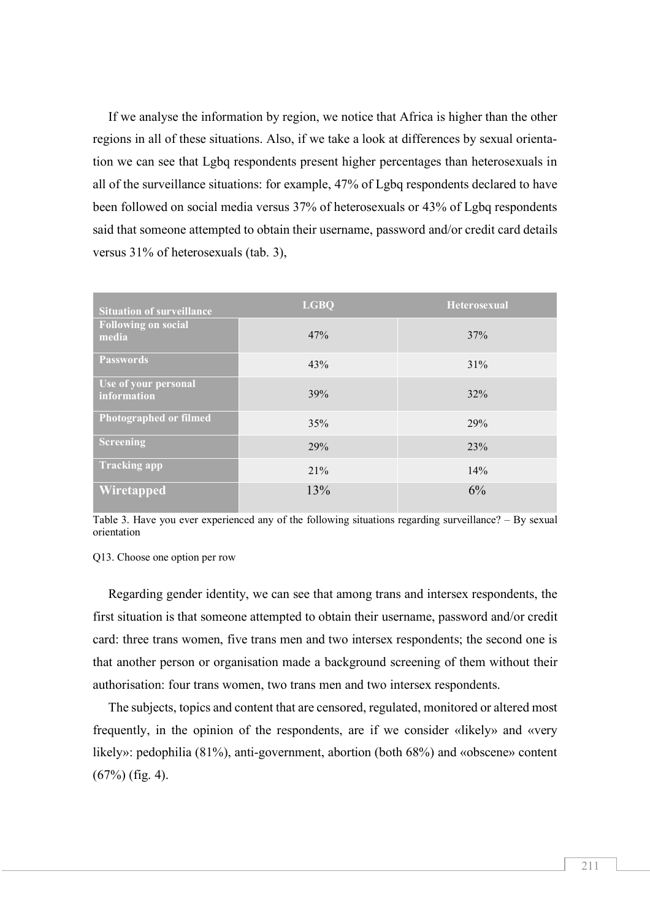If we analyse the information by region, we notice that Africa is higher than the other regions in all of these situations. Also, if we take a look at differences by sexual orientation we can see that Lgbq respondents present higher percentages than heterosexuals in all of the surveillance situations: for example, 47% of Lgbq respondents declared to have been followed on social media versus 37% of heterosexuals or 43% of Lgbq respondents said that someone attempted to obtain their username, password and/or credit card details versus 31% of heterosexuals (tab. 3),

| Situation of surveillance | LGBQ | Heterosexual |
|---|---|---|
| **Following on social media** | 47% | 37% |
| **Passwords** | 43% | 31% |
| **Use of your personal information** | 39% | 32% |
| **Photographed or filmed** | 35% | 29% |
| **Screening** | 29% | 23% |
| **Tracking app** | 21% | 14% |
| **Wiretapped** | 13% | 6% |

Table 3. Have you ever experienced any of the following situations regarding surveillance? – By sexual orientation

Q13. Choose one option per row

Regarding gender identity, we can see that among trans and intersex respondents, the first situation is that someone attempted to obtain their username, password and/or credit card: three trans women, five trans men and two intersex respondents; the second one is that another person or organisation made a background screening of them without their authorisation: four trans women, two trans men and two intersex respondents.

The subjects, topics and content that are censored, regulated, monitored or altered most frequently, in the opinion of the respondents, are if we consider «likely» and «very likely»: pedophilia (81%), anti-government, abortion (both 68%) and «obscene» content (67%) (fig. 4).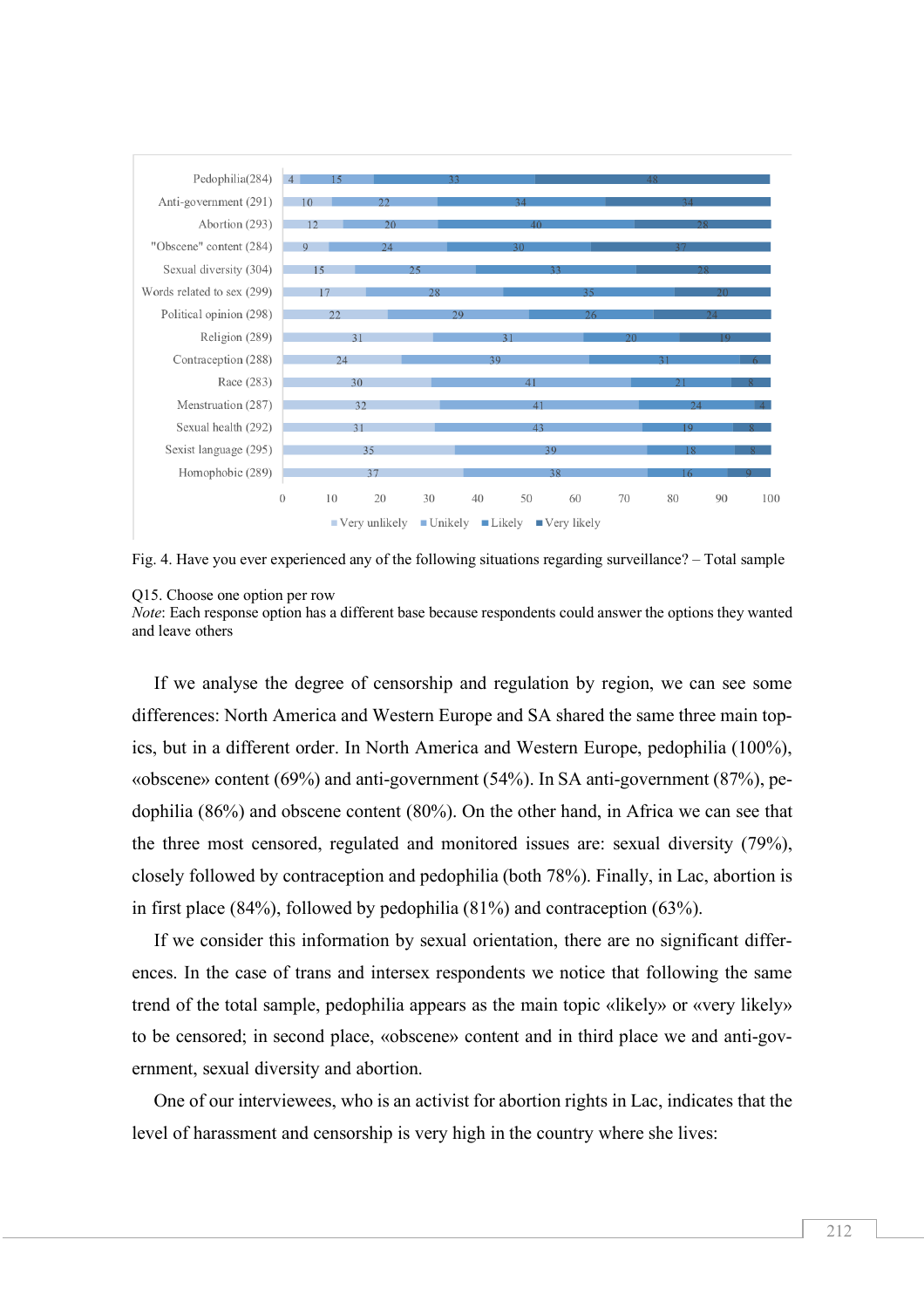| | Very unlikely | Unikely | Likely | Very likely |
|---|---|---|---|---|
| Pedophilia(284) | 4 | 15 | 33 | 48 |
| Anti-government (291) | 10 | 22 | 34 | 34 |
| Abortion (293) | 12 | 20 | 40 | 28 |
| "Obscene" content (284) | 9 | 24 | 30 | 37 |
| Sexual diversity (304) | 15 | 25 | 33 | 28 |
| Words related to sex (299) | 17 | 28 | 35 | 20 |
| Political opinion (298) | 22 | 29 | 26 | 24 |
| Religion (289) | 31 | 31 | 20 | 19 |
| Contraception (288) | 24 | 39 | 31 | 6 |
| Race (283) | 30 | 41 | 21 | 8 |
| Menstruation (287) | 32 | 41 | 24 | 4 |
| Sexual health (292) | 31 | 43 | 19 | 8 |
| Sexist language (295) | 35 | 39 | 18 | 8 |
| Homophobic (289) | 37 | 38 | 16 | 9 |

Fig. 4. Have you ever experienced any of the following situations regarding surveillance? – Total sample

Q15. Choose one option per row
*Note*: Each response option has a different base because respondents could answer the options they wanted and leave others

If we analyse the degree of censorship and regulation by region, we can see some differences: North America and Western Europe and SA shared the same three main topics, but in a different order. In North America and Western Europe, pedophilia (100%), «obscene» content (69%) and anti-government (54%). In SA anti-government (87%), pedophilia (86%) and obscene content (80%). On the other hand, in Africa we can see that the three most censored, regulated and monitored issues are: sexual diversity (79%), closely followed by contraception and pedophilia (both 78%). Finally, in Lac, abortion is in first place (84%), followed by pedophilia (81%) and contraception (63%).

If we consider this information by sexual orientation, there are no significant differences. In the case of trans and intersex respondents we notice that following the same trend of the total sample, pedophilia appears as the main topic «likely» or «very likely» to be censored; in second place, «obscene» content and in third place we and anti-government, sexual diversity and abortion.

One of our interviewees, who is an activist for abortion rights in Lac, indicates that the level of harassment and censorship is very high in the country where she lives: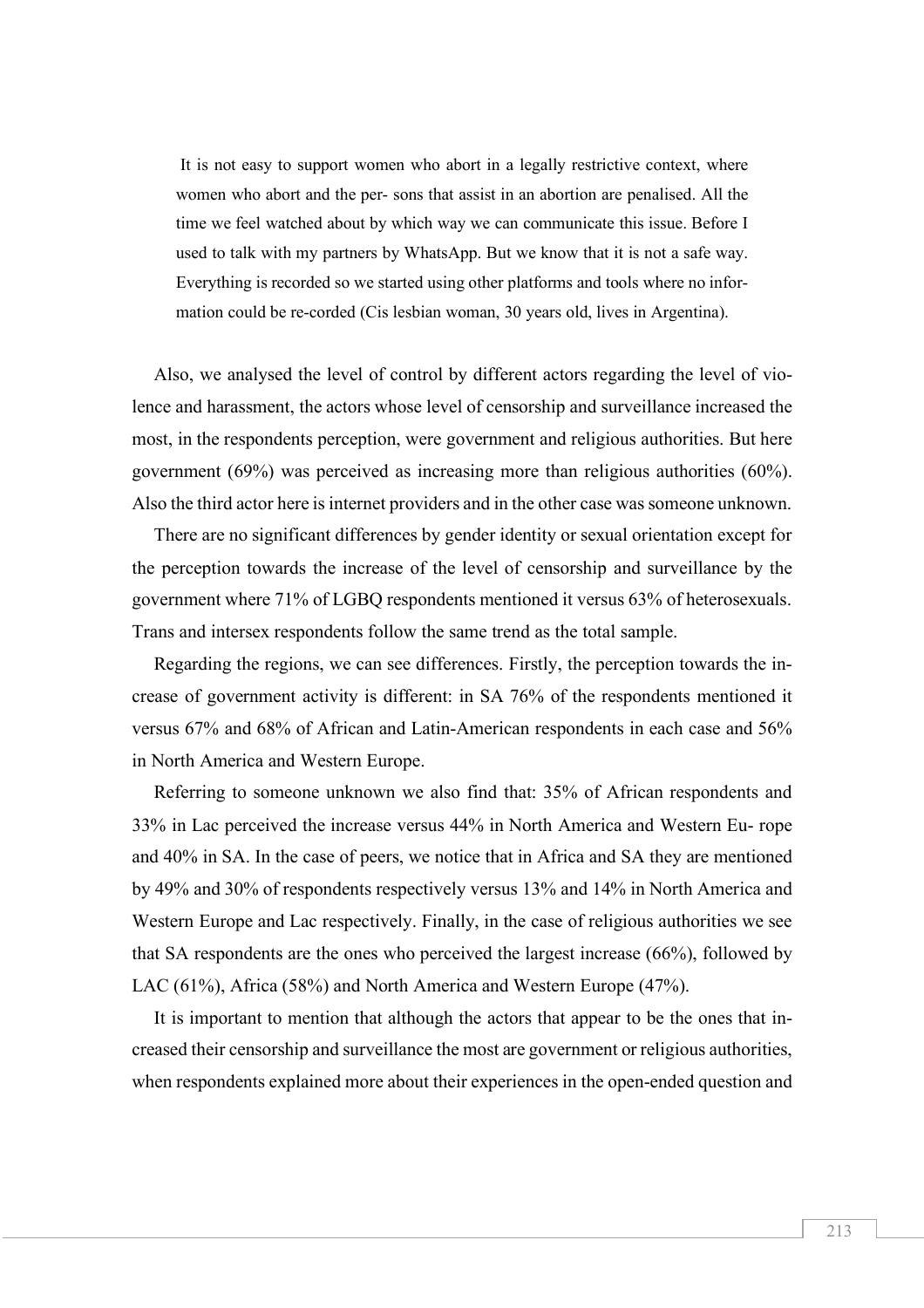> It is not easy to support women who abort in a legally restrictive context, where women who abort and the per- sons that assist in an abortion are penalised. All the time we feel watched about by which way we can communicate this issue. Before I used to talk with my partners by WhatsApp. But we know that it is not a safe way. Everything is recorded so we started using other platforms and tools where no information could be re-corded (Cis lesbian woman, 30 years old, lives in Argentina).

Also, we analysed the level of control by different actors regarding the level of violence and harassment, the actors whose level of censorship and surveillance increased the most, in the respondents perception, were government and religious authorities. But here government (69%) was perceived as increasing more than religious authorities (60%). Also the third actor here is internet providers and in the other case was someone unknown.

There are no significant differences by gender identity or sexual orientation except for the perception towards the increase of the level of censorship and surveillance by the government where 71% of LGBQ respondents mentioned it versus 63% of heterosexuals. Trans and intersex respondents follow the same trend as the total sample.

Regarding the regions, we can see differences. Firstly, the perception towards the increase of government activity is different: in SA 76% of the respondents mentioned it versus 67% and 68% of African and Latin-American respondents in each case and 56% in North America and Western Europe.

Referring to someone unknown we also find that: 35% of African respondents and 33% in Lac perceived the increase versus 44% in North America and Western Eu- rope and 40% in SA. In the case of peers, we notice that in Africa and SA they are mentioned by 49% and 30% of respondents respectively versus 13% and 14% in North America and Western Europe and Lac respectively. Finally, in the case of religious authorities we see that SA respondents are the ones who perceived the largest increase (66%), followed by LAC (61%), Africa (58%) and North America and Western Europe (47%).

It is important to mention that although the actors that appear to be the ones that increased their censorship and surveillance the most are government or religious authorities, when respondents explained more about their experiences in the open-ended question and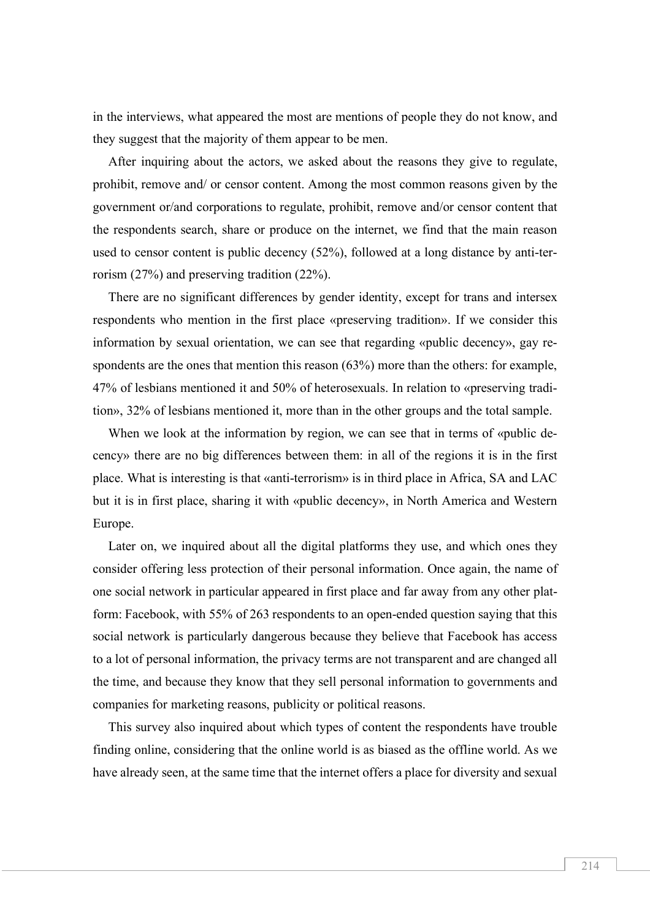in the interviews, what appeared the most are mentions of people they do not know, and they suggest that the majority of them appear to be men.

After inquiring about the actors, we asked about the reasons they give to regulate, prohibit, remove and/ or censor content. Among the most common reasons given by the government or/and corporations to regulate, prohibit, remove and/or censor content that the respondents search, share or produce on the internet, we find that the main reason used to censor content is public decency (52%), followed at a long distance by anti-terrorism (27%) and preserving tradition (22%).

There are no significant differences by gender identity, except for trans and intersex respondents who mention in the first place «preserving tradition». If we consider this information by sexual orientation, we can see that regarding «public decency», gay respondents are the ones that mention this reason (63%) more than the others: for example, 47% of lesbians mentioned it and 50% of heterosexuals. In relation to «preserving tradition», 32% of lesbians mentioned it, more than in the other groups and the total sample.

When we look at the information by region, we can see that in terms of «public decency» there are no big differences between them: in all of the regions it is in the first place. What is interesting is that «anti-terrorism» is in third place in Africa, SA and LAC but it is in first place, sharing it with «public decency», in North America and Western Europe.

Later on, we inquired about all the digital platforms they use, and which ones they consider offering less protection of their personal information. Once again, the name of one social network in particular appeared in first place and far away from any other platform: Facebook, with 55% of 263 respondents to an open-ended question saying that this social network is particularly dangerous because they believe that Facebook has access to a lot of personal information, the privacy terms are not transparent and are changed all the time, and because they know that they sell personal information to governments and companies for marketing reasons, publicity or political reasons.

This survey also inquired about which types of content the respondents have trouble finding online, considering that the online world is as biased as the offline world. As we have already seen, at the same time that the internet offers a place for diversity and sexual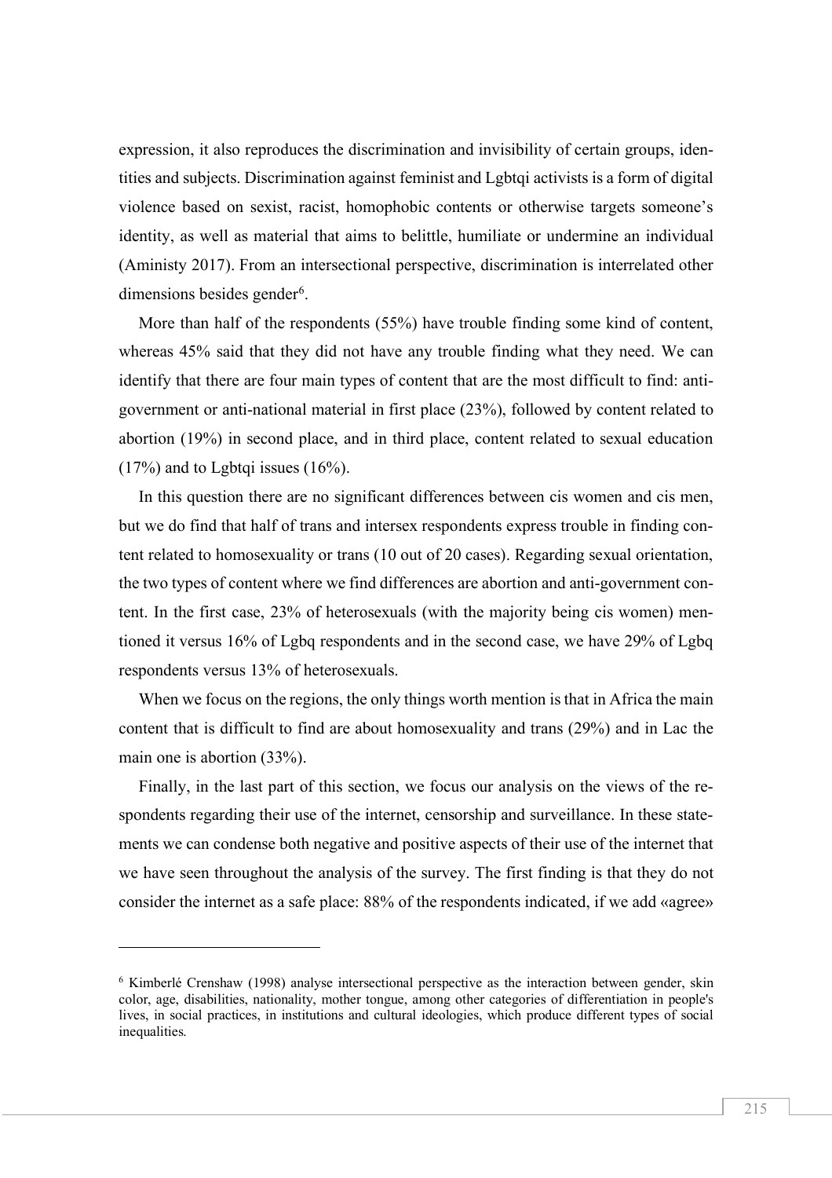expression, it also reproduces the discrimination and invisibility of certain groups, identities and subjects. Discrimination against feminist and Lgbtqi activists is a form of digital violence based on sexist, racist, homophobic contents or otherwise targets someone's identity, as well as material that aims to belittle, humiliate or undermine an individual (Aministy 2017). From an intersectional perspective, discrimination is interrelated other dimensions besides gender[6].

More than half of the respondents (55%) have trouble finding some kind of content, whereas 45% said that they did not have any trouble finding what they need. We can identify that there are four main types of content that are the most difficult to find: anti-government or anti-national material in first place (23%), followed by content related to abortion (19%) in second place, and in third place, content related to sexual education (17%) and to Lgbtqi issues (16%).

In this question there are no significant differences between cis women and cis men, but we do find that half of trans and intersex respondents express trouble in finding content related to homosexuality or trans (10 out of 20 cases). Regarding sexual orientation, the two types of content where we find differences are abortion and anti-government content. In the first case, 23% of heterosexuals (with the majority being cis women) mentioned it versus 16% of Lgbq respondents and in the second case, we have 29% of Lgbq respondents versus 13% of heterosexuals.

When we focus on the regions, the only things worth mention is that in Africa the main content that is difficult to find are about homosexuality and trans (29%) and in Lac the main one is abortion (33%).

Finally, in the last part of this section, we focus our analysis on the views of the respondents regarding their use of the internet, censorship and surveillance. In these statements we can condense both negative and positive aspects of their use of the internet that we have seen throughout the analysis of the survey. The first finding is that they do not consider the internet as a safe place: 88% of the respondents indicated, if we add «agree»

---

[6] Kimberlé Crenshaw (1998) analyse intersectional perspective as the interaction between gender, skin color, age, disabilities, nationality, mother tongue, among other categories of differentiation in people's lives, in social practices, in institutions and cultural ideologies, which produce different types of social inequalities.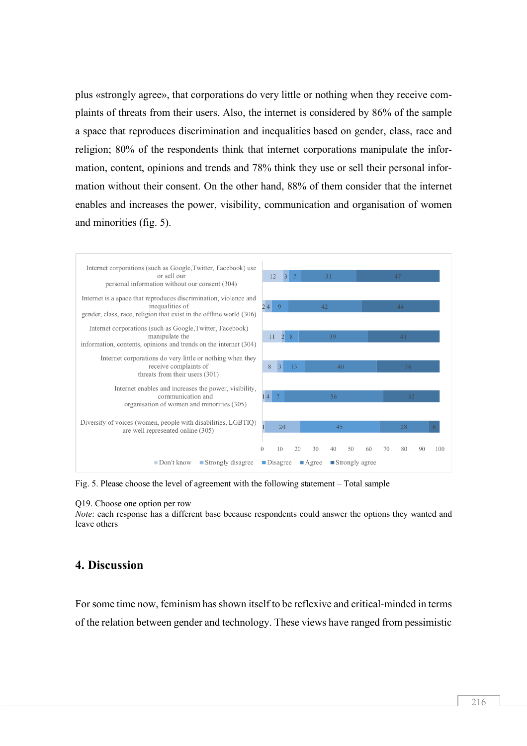plus «strongly agree», that corporations do very little or nothing when they receive complaints of threats from their users. Also, the internet is considered by 86% of the sample a space that reproduces discrimination and inequalities based on gender, class, race and religion; 80% of the respondents think that internet corporations manipulate the information, content, opinions and trends and 78% think they use or sell their personal information without their consent. On the other hand, 88% of them consider that the internet enables and increases the power, visibility, communication and organisation of women and minorities (fig. 5).

| Statement | Don't know | Strongly disagree | Disagree | Agree | Strongly agree |
|---|---|---|---|---|---|
| Internet corporations (such as Google, Twitter, Facebook) use or sell our personal information without our consent (304) | 12 | 3 | 7 | 31 | 47 |
| Internet is a space that reproduces discrimination, violence and inequalities of gender, class, race, religion that exist in the offline world (306) | 2 | 4 | 9 | 42 | 44 |
| Internet corporations (such as Google, Twitter, Facebook) manipulate the information, contents, opinions and trends on the internet (304) | 11 | 2 | 8 | 39 | 41 |
| Internet corporations do very little or nothing when they receive complaints of threats from their users (301) | 8 | 3 | 13 | 40 | 36 |
| Internet enables and increases the power, visibility, communication and organisation of women and minorities (305) | 1 | 4 | 7 | 56 | 32 |
| Diversity of voices (women, people with disabilities, LGBTIQ) are well represented online (305) | 1 | 20 | 45 | 28 | 6 |

Fig. 5. Please choose the level of agreement with the following statement – Total sample

Q19. Choose one option per row
*Note*: each response has a different base because respondents could answer the options they wanted and leave others

## 4. Discussion

For some time now, feminism has shown itself to be reflexive and critical-minded in terms of the relation between gender and technology. These views have ranged from pessimistic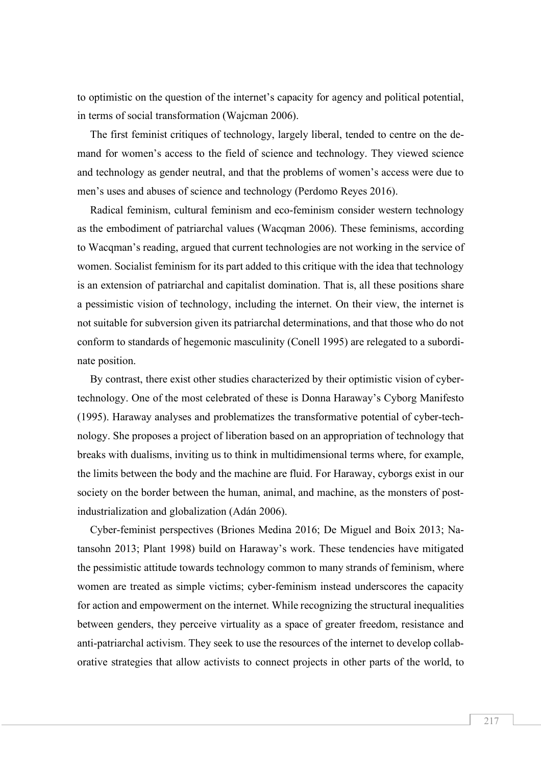to optimistic on the question of the internet's capacity for agency and political potential, in terms of social transformation (Wajcman 2006).

The first feminist critiques of technology, largely liberal, tended to centre on the demand for women's access to the field of science and technology. They viewed science and technology as gender neutral, and that the problems of women's access were due to men's uses and abuses of science and technology (Perdomo Reyes 2016).

Radical feminism, cultural feminism and eco-feminism consider western technology as the embodiment of patriarchal values (Wacqman 2006). These feminisms, according to Wacqman's reading, argued that current technologies are not working in the service of women. Socialist feminism for its part added to this critique with the idea that technology is an extension of patriarchal and capitalist domination. That is, all these positions share a pessimistic vision of technology, including the internet. On their view, the internet is not suitable for subversion given its patriarchal determinations, and that those who do not conform to standards of hegemonic masculinity (Conell 1995) are relegated to a subordinate position.

By contrast, there exist other studies characterized by their optimistic vision of cyber-technology. One of the most celebrated of these is Donna Haraway's Cyborg Manifesto (1995). Haraway analyses and problematizes the transformative potential of cyber-technology. She proposes a project of liberation based on an appropriation of technology that breaks with dualisms, inviting us to think in multidimensional terms where, for example, the limits between the body and the machine are fluid. For Haraway, cyborgs exist in our society on the border between the human, animal, and machine, as the monsters of post-industrialization and globalization (Adán 2006).

Cyber-feminist perspectives (Briones Medina 2016; De Miguel and Boix 2013; Natansohn 2013; Plant 1998) build on Haraway's work. These tendencies have mitigated the pessimistic attitude towards technology common to many strands of feminism, where women are treated as simple victims; cyber-feminism instead underscores the capacity for action and empowerment on the internet. While recognizing the structural inequalities between genders, they perceive virtuality as a space of greater freedom, resistance and anti-patriarchal activism. They seek to use the resources of the internet to develop collaborative strategies that allow activists to connect projects in other parts of the world, to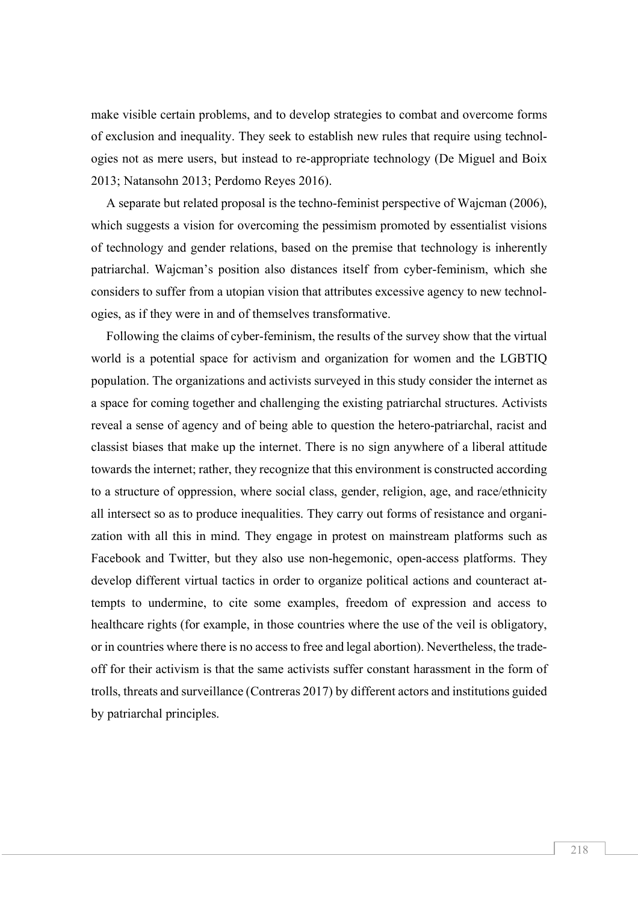make visible certain problems, and to develop strategies to combat and overcome forms of exclusion and inequality. They seek to establish new rules that require using technologies not as mere users, but instead to re-appropriate technology (De Miguel and Boix 2013; Natansohn 2013; Perdomo Reyes 2016).

A separate but related proposal is the techno-feminist perspective of Wajcman (2006), which suggests a vision for overcoming the pessimism promoted by essentialist visions of technology and gender relations, based on the premise that technology is inherently patriarchal. Wajcman's position also distances itself from cyber-feminism, which she considers to suffer from a utopian vision that attributes excessive agency to new technologies, as if they were in and of themselves transformative.

Following the claims of cyber-feminism, the results of the survey show that the virtual world is a potential space for activism and organization for women and the LGBTIQ population. The organizations and activists surveyed in this study consider the internet as a space for coming together and challenging the existing patriarchal structures. Activists reveal a sense of agency and of being able to question the hetero-patriarchal, racist and classist biases that make up the internet. There is no sign anywhere of a liberal attitude towards the internet; rather, they recognize that this environment is constructed according to a structure of oppression, where social class, gender, religion, age, and race/ethnicity all intersect so as to produce inequalities. They carry out forms of resistance and organization with all this in mind. They engage in protest on mainstream platforms such as Facebook and Twitter, but they also use non-hegemonic, open-access platforms. They develop different virtual tactics in order to organize political actions and counteract attempts to undermine, to cite some examples, freedom of expression and access to healthcare rights (for example, in those countries where the use of the veil is obligatory, or in countries where there is no access to free and legal abortion). Nevertheless, the trade-off for their activism is that the same activists suffer constant harassment in the form of trolls, threats and surveillance (Contreras 2017) by different actors and institutions guided by patriarchal principles.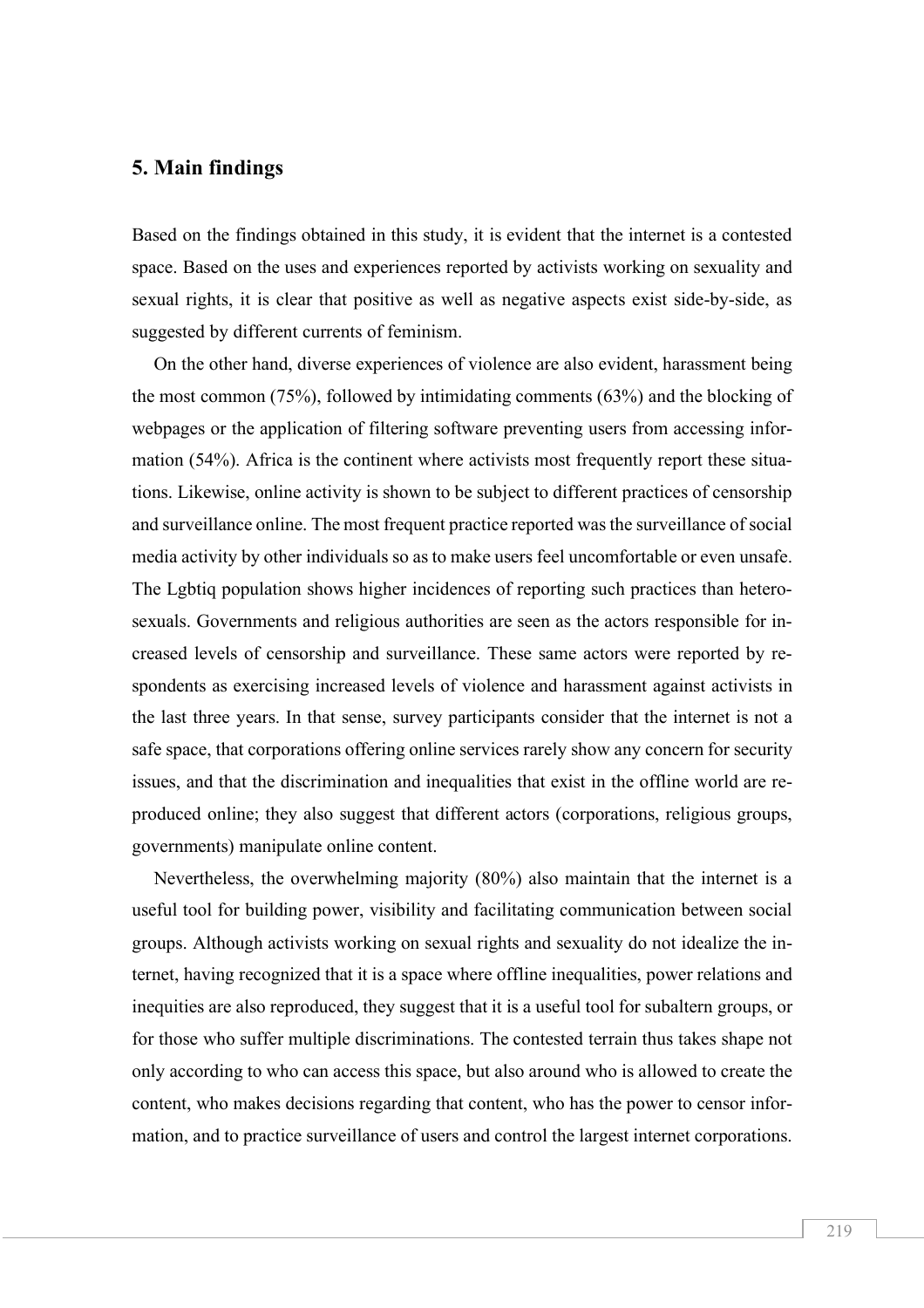## 5. Main findings

Based on the findings obtained in this study, it is evident that the internet is a contested space. Based on the uses and experiences reported by activists working on sexuality and sexual rights, it is clear that positive as well as negative aspects exist side-by-side, as suggested by different currents of feminism.

On the other hand, diverse experiences of violence are also evident, harassment being the most common (75%), followed by intimidating comments (63%) and the blocking of webpages or the application of filtering software preventing users from accessing information (54%). Africa is the continent where activists most frequently report these situations. Likewise, online activity is shown to be subject to different practices of censorship and surveillance online. The most frequent practice reported was the surveillance of social media activity by other individuals so as to make users feel uncomfortable or even unsafe. The Lgbtiq population shows higher incidences of reporting such practices than heterosexuals. Governments and religious authorities are seen as the actors responsible for increased levels of censorship and surveillance. These same actors were reported by respondents as exercising increased levels of violence and harassment against activists in the last three years. In that sense, survey participants consider that the internet is not a safe space, that corporations offering online services rarely show any concern for security issues, and that the discrimination and inequalities that exist in the offline world are reproduced online; they also suggest that different actors (corporations, religious groups, governments) manipulate online content.

Nevertheless, the overwhelming majority (80%) also maintain that the internet is a useful tool for building power, visibility and facilitating communication between social groups. Although activists working on sexual rights and sexuality do not idealize the internet, having recognized that it is a space where offline inequalities, power relations and inequities are also reproduced, they suggest that it is a useful tool for subaltern groups, or for those who suffer multiple discriminations. The contested terrain thus takes shape not only according to who can access this space, but also around who is allowed to create the content, who makes decisions regarding that content, who has the power to censor information, and to practice surveillance of users and control the largest internet corporations.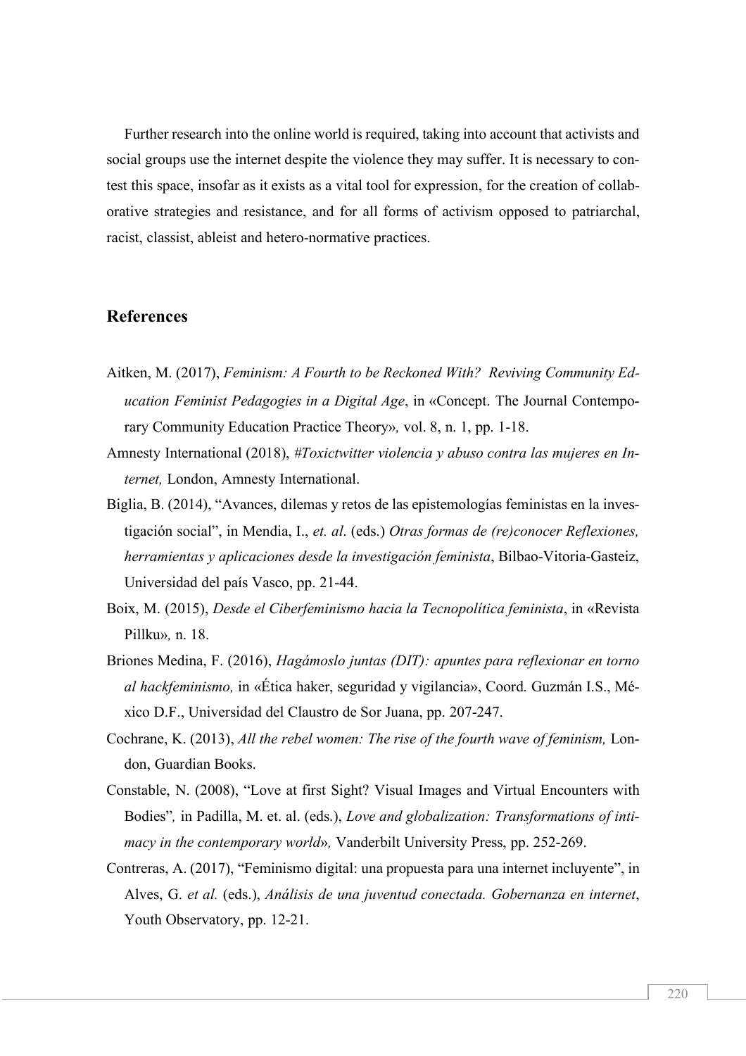Further research into the online world is required, taking into account that activists and social groups use the internet despite the violence they may suffer. It is necessary to contest this space, insofar as it exists as a vital tool for expression, for the creation of collaborative strategies and resistance, and for all forms of activism opposed to patriarchal, racist, classist, ableist and hetero-normative practices.

## References

Aitken, M. (2017), *Feminism: A Fourth to be Reckoned With? Reviving Community Education Feminist Pedagogies in a Digital Age*, in «Concept. The Journal Contemporary Community Education Practice Theory», vol. 8, n. 1, pp. 1-18.

Amnesty International (2018), *#Toxictwitter violencia y abuso contra las mujeres en Internet,* London, Amnesty International.

Biglia, B. (2014), "Avances, dilemas y retos de las epistemologías feministas en la investigación social", in Mendia, I., *et. al*. (eds.) *Otras formas de (re)conocer Reflexiones, herramientas y aplicaciones desde la investigación feminista*, Bilbao-Vitoria-Gasteiz, Universidad del país Vasco, pp. 21-44.

Boix, M. (2015), *Desde el Ciberfeminismo hacia la Tecnopolítica feminista*, in «Revista Pillku», n. 18.

Briones Medina, F. (2016), *Hagámoslo juntas (DIT): apuntes para reflexionar en torno al hackfeminismo,* in «Ética haker, seguridad y vigilancia», Coord. Guzmán I.S., México D.F., Universidad del Claustro de Sor Juana, pp. 207-247.

Cochrane, K. (2013), *All the rebel women: The rise of the fourth wave of feminism,* London, Guardian Books.

Constable, N. (2008), "Love at first Sight? Visual Images and Virtual Encounters with Bodies", in Padilla, M. et. al. (eds.), *Love and globalization: Transformations of intimacy in the contemporary world*», Vanderbilt University Press, pp. 252-269.

Contreras, A. (2017), "Feminismo digital: una propuesta para una internet incluyente", in Alves, G. *et al.* (eds.), *Análisis de una juventud conectada. Gobernanza en internet*, Youth Observatory, pp. 12-21.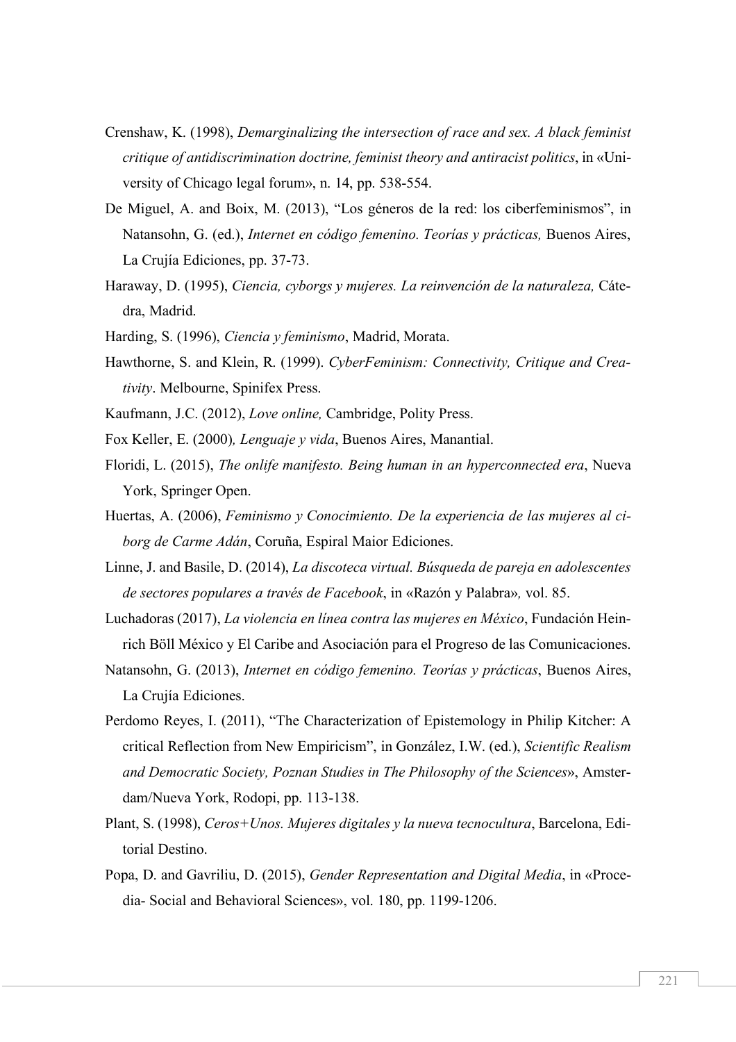Crenshaw, K. (1998), *Demarginalizing the intersection of race and sex. A black feminist critique of antidiscrimination doctrine, feminist theory and antiracist politics*, in «University of Chicago legal forum», n. 14, pp. 538-554.

De Miguel, A. and Boix, M. (2013), "Los géneros de la red: los ciberfeminismos", in Natansohn, G. (ed.), *Internet en código femenino. Teorías y prácticas,* Buenos Aires, La Crujía Ediciones, pp. 37-73.

Haraway, D. (1995), *Ciencia, cyborgs y mujeres. La reinvención de la naturaleza,* Cátedra, Madrid.

Harding, S. (1996), *Ciencia y feminismo*, Madrid, Morata.

Hawthorne, S. and Klein, R. (1999). *CyberFeminism: Connectivity, Critique and Creativity*. Melbourne, Spinifex Press.

Kaufmann, J.C. (2012), *Love online,* Cambridge, Polity Press.

Fox Keller, E. (2000)*, Lenguaje y vida*, Buenos Aires, Manantial.

Floridi, L. (2015), *The onlife manifesto. Being human in an hyperconnected era*, Nueva York, Springer Open.

Huertas, A. (2006), *Feminismo y Conocimiento. De la experiencia de las mujeres al ciborg de Carme Adán*, Coruña, Espiral Maior Ediciones.

Linne, J. and Basile, D. (2014), *La discoteca virtual. Búsqueda de pareja en adolescentes de sectores populares a través de Facebook*, in «Razón y Palabra»*,* vol. 85.

Luchadoras (2017), *La violencia en línea contra las mujeres en México*, Fundación Heinrich Böll México y El Caribe and Asociación para el Progreso de las Comunicaciones.

Natansohn, G. (2013), *Internet en código femenino. Teorías y prácticas*, Buenos Aires, La Crujía Ediciones.

Perdomo Reyes, I. (2011), "The Characterization of Epistemology in Philip Kitcher: A critical Reflection from New Empiricism", in González, I.W. (ed.), *Scientific Realism and Democratic Society, Poznan Studies in The Philosophy of the Sciences*», Amsterdam/Nueva York, Rodopi, pp. 113-138.

Plant, S. (1998), *Ceros+Unos. Mujeres digitales y la nueva tecnocultura*, Barcelona, Editorial Destino.

Popa, D. and Gavriliu, D. (2015), *Gender Representation and Digital Media*, in «Procedia- Social and Behavioral Sciences», vol. 180, pp. 1199-1206.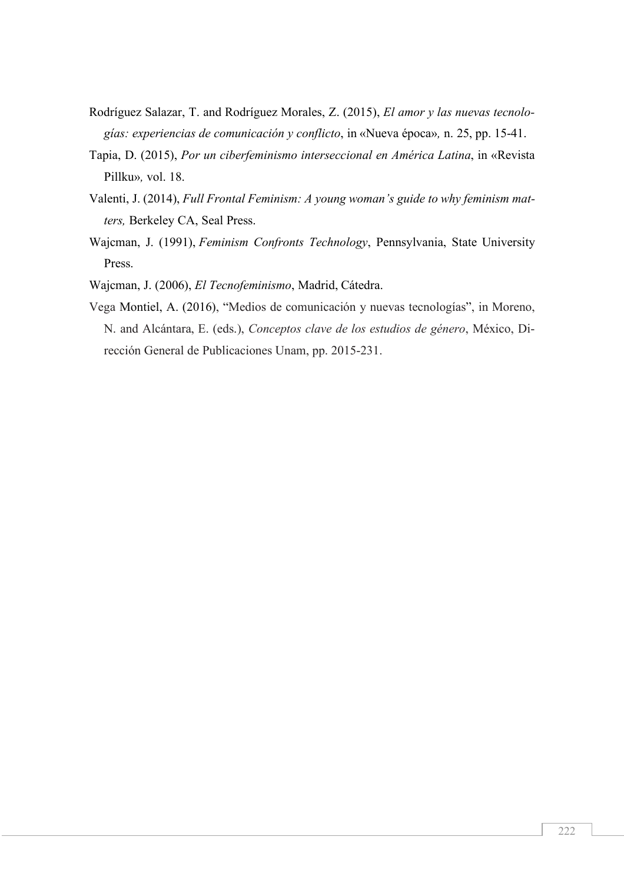Rodríguez Salazar, T. and Rodríguez Morales, Z. (2015), *El amor y las nuevas tecnologías: experiencias de comunicación y conflicto*, in «Nueva época», n. 25, pp. 15-41.

Tapia, D. (2015), *Por un ciberfeminismo interseccional en América Latina*, in «Revista Pillku», vol. 18.

Valenti, J. (2014), *Full Frontal Feminism: A young woman's guide to why feminism matters,* Berkeley CA, Seal Press.

Wajcman, J. (1991), *Feminism Confronts Technology*, Pennsylvania, State University Press.

Wajcman, J. (2006), *El Tecnofeminismo*, Madrid, Cátedra.

Vega Montiel, A. (2016), "Medios de comunicación y nuevas tecnologías", in Moreno, N. and Alcántara, E. (eds.), *Conceptos clave de los estudios de género*, México, Dirección General de Publicaciones Unam, pp. 2015-231.